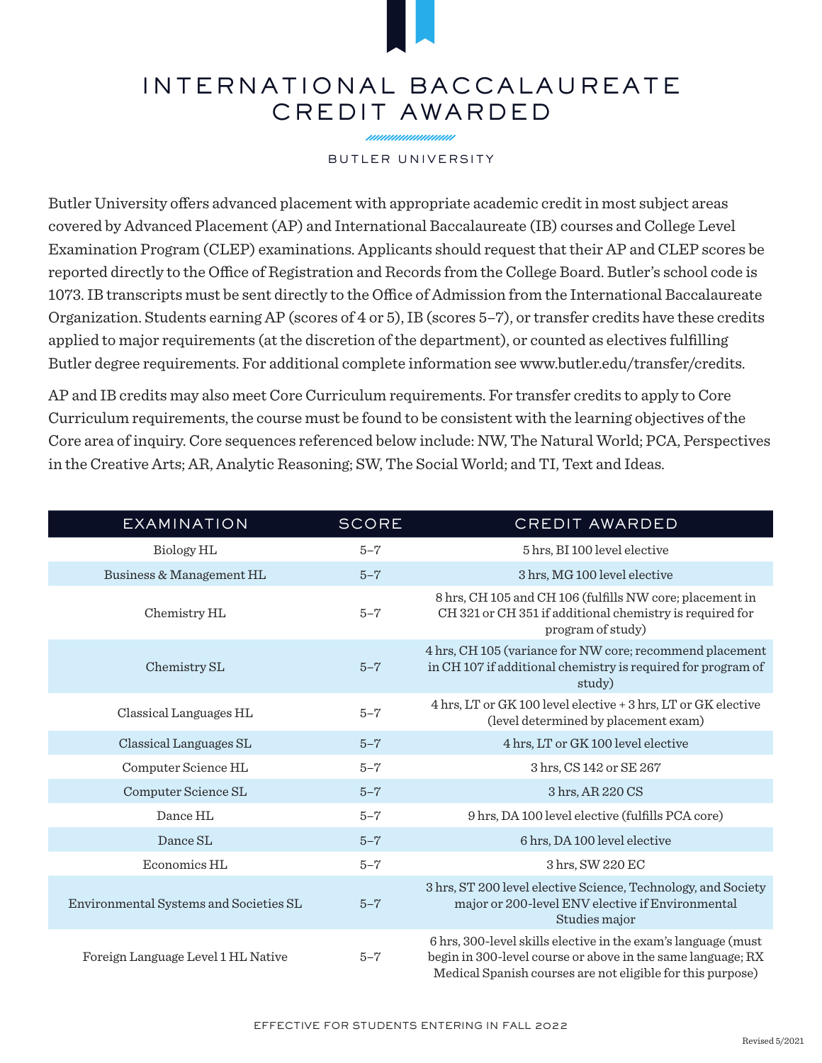# INTERNATIONAL BACCALAUREATE CREDIT AWARDED

BUTLER UNIVERSITY

Butler University offers advanced placement with appropriate academic credit in most subject areas covered by Advanced Placement (AP) and International Baccalaureate (IB) courses and College Level Examination Program (CLEP) examinations. Applicants should request that their AP and CLEP scores be reported directly to the Office of Registration and Records from the College Board. Butler's school code is 1073. IB transcripts must be sent directly to the Office of Admission from the International Baccalaureate Organization. Students earning AP (scores of 4 or 5), IB (scores 5–7), or transfer credits have these credits applied to major requirements (at the discretion of the department), or counted as electives fulfilling Butler degree requirements. For additional complete information see www.butler.edu/transfer/credits.

AP and IB credits may also meet Core Curriculum requirements. For transfer credits to apply to Core Curriculum requirements, the course must be found to be consistent with the learning objectives of the Core area of inquiry. Core sequences referenced below include: NW, The Natural World; PCA, Perspectives in the Creative Arts; AR, Analytic Reasoning; SW, The Social World; and TI, Text and Ideas.

| EXAMINATION | SCORE | CREDIT AWARDED |
|---|---|---|
| Biology HL | 5–7 | 5 hrs, BI 100 level elective |
| Business & Management HL | 5–7 | 3 hrs, MG 100 level elective |
| Chemistry HL | 5–7 | 8 hrs, CH 105 and CH 106 (fulfills NW core; placement in CH 321 or CH 351 if additional chemistry is required for program of study) |
| Chemistry SL | 5–7 | 4 hrs, CH 105 (variance for NW core; recommend placement in CH 107 if additional chemistry is required for program of study) |
| Classical Languages HL | 5–7 | 4 hrs, LT or GK 100 level elective + 3 hrs, LT or GK elective (level determined by placement exam) |
| Classical Languages SL | 5–7 | 4 hrs, LT or GK 100 level elective |
| Computer Science HL | 5–7 | 3 hrs, CS 142 or SE 267 |
| Computer Science SL | 5–7 | 3 hrs, AR 220 CS |
| Dance HL | 5–7 | 9 hrs, DA 100 level elective (fulfills PCA core) |
| Dance SL | 5–7 | 6 hrs, DA 100 level elective |
| Economics HL | 5–7 | 3 hrs, SW 220 EC |
| Environmental Systems and Societies SL | 5–7 | 3 hrs, ST 200 level elective Science, Technology, and Society major or 200-level ENV elective if Environmental Studies major |
| Foreign Language Level 1 HL Native | 5–7 | 6 hrs, 300-level skills elective in the exam's language (must begin in 300-level course or above in the same language; RX Medical Spanish courses are not eligible for this purpose) |

EFFECTIVE FOR STUDENTS ENTERING IN FALL 2022

Revised 5/2021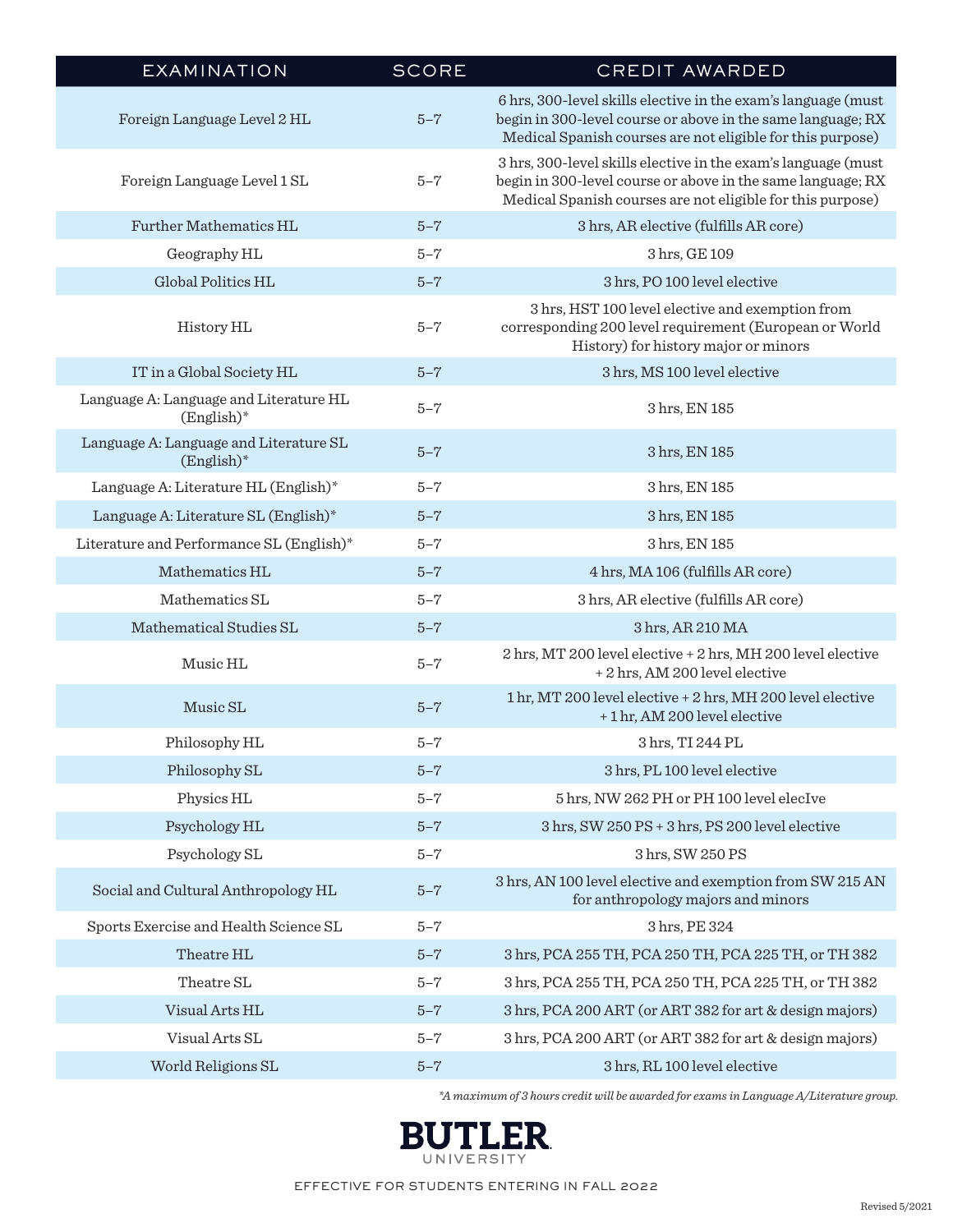| EXAMINATION | SCORE | CREDIT AWARDED |
|---|---|---|
| Foreign Language Level 2 HL | 5–7 | 6 hrs, 300-level skills elective in the exam's language (must begin in 300-level course or above in the same language; RX Medical Spanish courses are not eligible for this purpose) |
| Foreign Language Level 1 SL | 5–7 | 3 hrs, 300-level skills elective in the exam's language (must begin in 300-level course or above in the same language; RX Medical Spanish courses are not eligible for this purpose) |
| Further Mathematics HL | 5–7 | 3 hrs, AR elective (fulfills AR core) |
| Geography HL | 5–7 | 3 hrs, GE 109 |
| Global Politics HL | 5–7 | 3 hrs, PO 100 level elective |
| History HL | 5–7 | 3 hrs, HST 100 level elective and exemption from corresponding 200 level requirement (European or World History) for history major or minors |
| IT in a Global Society HL | 5–7 | 3 hrs, MS 100 level elective |
| Language A: Language and Literature HL (English)* | 5–7 | 3 hrs, EN 185 |
| Language A: Language and Literature SL (English)* | 5–7 | 3 hrs, EN 185 |
| Language A: Literature HL (English)* | 5–7 | 3 hrs, EN 185 |
| Language A: Literature SL (English)* | 5–7 | 3 hrs, EN 185 |
| Literature and Performance SL (English)* | 5–7 | 3 hrs, EN 185 |
| Mathematics HL | 5–7 | 4 hrs, MA 106 (fulfills AR core) |
| Mathematics SL | 5–7 | 3 hrs, AR elective (fulfills AR core) |
| Mathematical Studies SL | 5–7 | 3 hrs, AR 210 MA |
| Music HL | 5–7 | 2 hrs, MT 200 level elective + 2 hrs, MH 200 level elective + 2 hrs, AM 200 level elective |
| Music SL | 5–7 | 1 hr, MT 200 level elective + 2 hrs, MH 200 level elective + 1 hr, AM 200 level elective |
| Philosophy HL | 5–7 | 3 hrs, TI 244 PL |
| Philosophy SL | 5–7 | 3 hrs, PL 100 level elective |
| Physics HL | 5–7 | 5 hrs, NW 262 PH or PH 100 level elecIve |
| Psychology HL | 5–7 | 3 hrs, SW 250 PS + 3 hrs, PS 200 level elective |
| Psychology SL | 5–7 | 3 hrs, SW 250 PS |
| Social and Cultural Anthropology HL | 5–7 | 3 hrs, AN 100 level elective and exemption from SW 215 AN for anthropology majors and minors |
| Sports Exercise and Health Science SL | 5–7 | 3 hrs, PE 324 |
| Theatre HL | 5–7 | 3 hrs, PCA 255 TH, PCA 250 TH, PCA 225 TH, or TH 382 |
| Theatre SL | 5–7 | 3 hrs, PCA 255 TH, PCA 250 TH, PCA 225 TH, or TH 382 |
| Visual Arts HL | 5–7 | 3 hrs, PCA 200 ART (or ART 382 for art & design majors) |
| Visual Arts SL | 5–7 | 3 hrs, PCA 200 ART (or ART 382 for art & design majors) |
| World Religions SL | 5–7 | 3 hrs, RL 100 level elective |

*\*A maximum of 3 hours credit will be awarded for exams in Language A/Literature group.*

**BUTLER**
UNIVERSITY

EFFECTIVE FOR STUDENTS ENTERING IN FALL 2022

Revised 5/2021